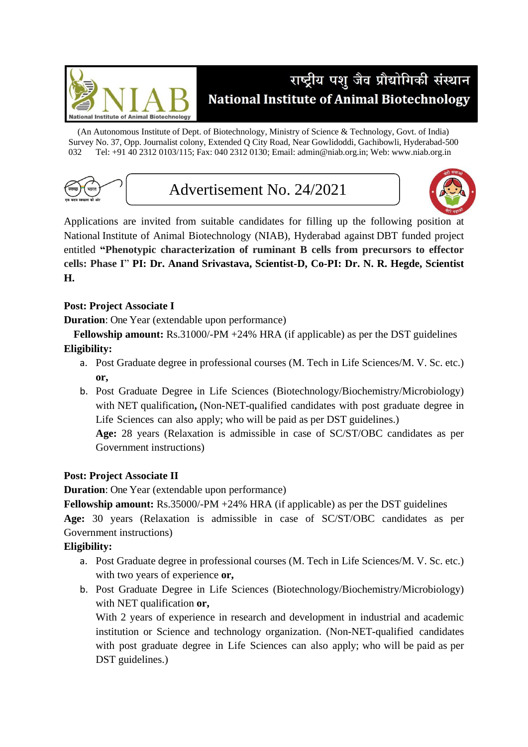# राष्ट्रीय पशु जैव प्रौद्योगिकी संस्थान
# National Institute of Animal Biotechnology

(An Autonomous Institute of Dept. of Biotechnology, Ministry of Science & Technology, Govt. of India)
Survey No. 37, Opp. Journalist colony, Extended Q City Road, Near Gowlidoddi, Gachibowli, Hyderabad-500 032 Tel: +91 40 2312 0103/115; Fax: 040 2312 0130; Email: admin@niab.org.in; Web: www.niab.org.in

## Advertisement No. 24/2021

Applications are invited from suitable candidates for filling up the following position at National Institute of Animal Biotechnology (NIAB), Hyderabad against DBT funded project entitled **"Phenotypic characterization of ruminant B cells from precursors to effector cells: Phase I" PI: Dr. Anand Srivastava, Scientist-D, Co-PI: Dr. N. R. Hegde, Scientist H.**

**Post: Project Associate I**

**Duration**: One Year (extendable upon performance)

**Fellowship amount:** Rs.31000/-PM +24% HRA (if applicable) as per the DST guidelines

**Eligibility:**

a. Post Graduate degree in professional courses (M. Tech in Life Sciences/M. V. Sc. etc.) **or,**
b. Post Graduate Degree in Life Sciences (Biotechnology/Biochemistry/Microbiology) with NET qualification**,** (Non-NET-qualified candidates with post graduate degree in Life Sciences can also apply; who will be paid as per DST guidelines.)
   **Age:** 28 years (Relaxation is admissible in case of SC/ST/OBC candidates as per Government instructions)

**Post: Project Associate II**

**Duration**: One Year (extendable upon performance)

**Fellowship amount:** Rs.35000/-PM +24% HRA (if applicable) as per the DST guidelines

**Age:** 30 years (Relaxation is admissible in case of SC/ST/OBC candidates as per Government instructions)

**Eligibility:**

a. Post Graduate degree in professional courses (M. Tech in Life Sciences/M. V. Sc. etc.) with two years of experience **or,**
b. Post Graduate Degree in Life Sciences (Biotechnology/Biochemistry/Microbiology) with NET qualification **or,**
   With 2 years of experience in research and development in industrial and academic institution or Science and technology organization. (Non-NET-qualified candidates with post graduate degree in Life Sciences can also apply; who will be paid as per DST guidelines.)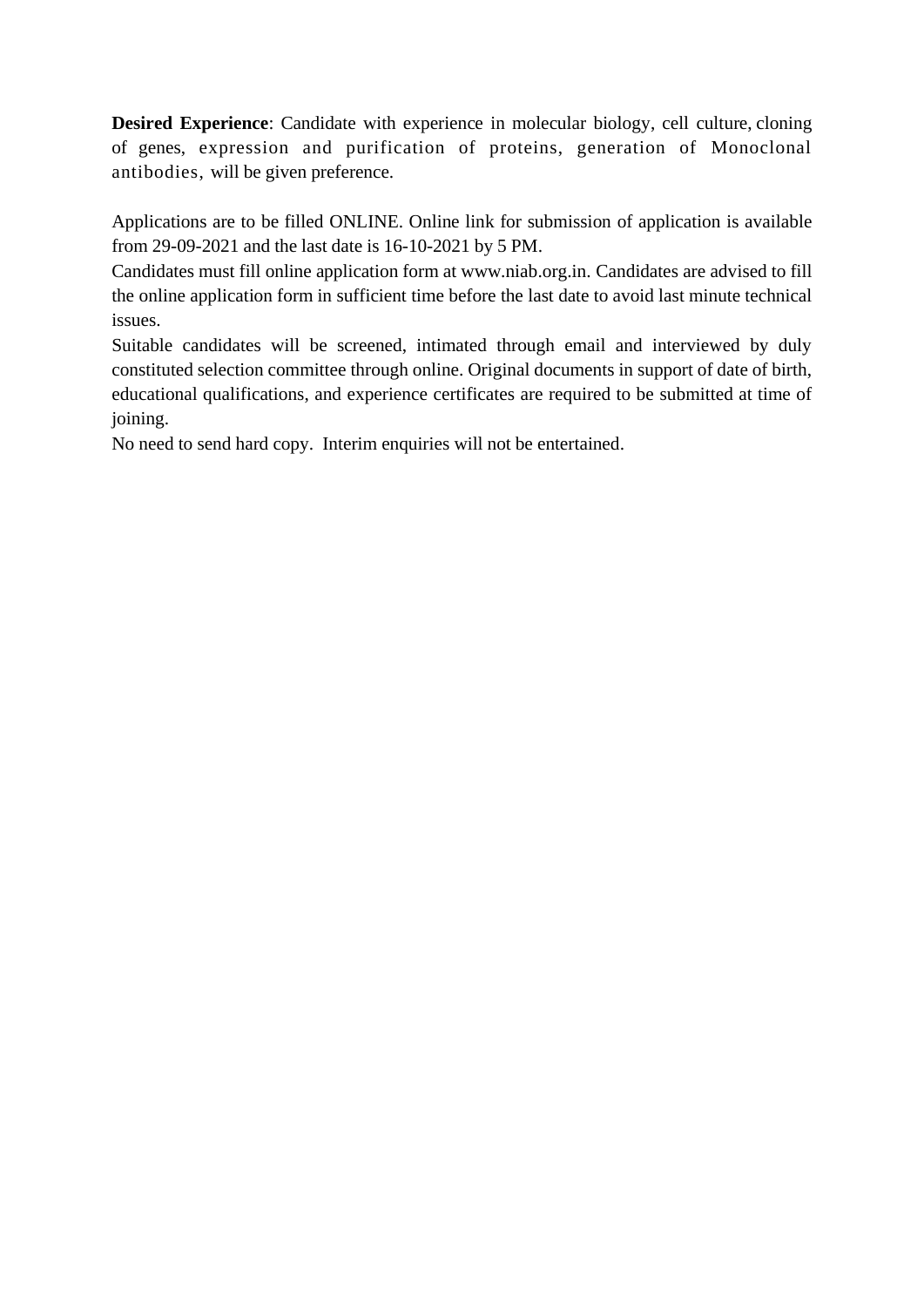**Desired Experience**: Candidate with experience in molecular biology, cell culture, cloning of genes, expression and purification of proteins, generation of Monoclonal antibodies, will be given preference.

Applications are to be filled ONLINE. Online link for submission of application is available from 29-09-2021 and the last date is 16-10-2021 by 5 PM.

Candidates must fill online application form at www.niab.org.in. Candidates are advised to fill the online application form in sufficient time before the last date to avoid last minute technical issues.

Suitable candidates will be screened, intimated through email and interviewed by duly constituted selection committee through online. Original documents in support of date of birth, educational qualifications, and experience certificates are required to be submitted at time of joining.

No need to send hard copy. Interim enquiries will not be entertained.